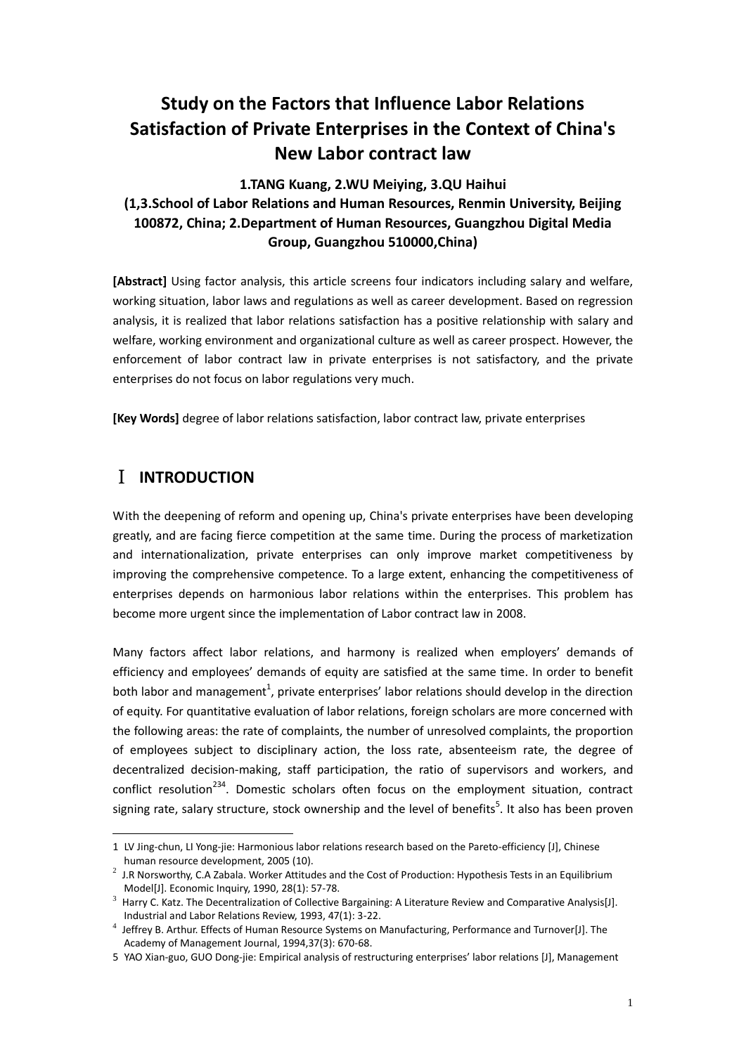# Study on the Factors that Influence Labor Relations Satisfaction of Private Enterprises in the Context of China's New Labor contract law

**1.TANG Kuang, 2.WU Meiying, 3.QU Haihui**

**(1,3.School of Labor Relations and Human Resources, Renmin University, Beijing 100872, China; 2.Department of Human Resources, Guangzhou Digital Media Group, Guangzhou 510000,China)**

**[Abstract]** Using factor analysis, this article screens four indicators including salary and welfare, working situation, labor laws and regulations as well as career development. Based on regression analysis, it is realized that labor relations satisfaction has a positive relationship with salary and welfare, working environment and organizational culture as well as career prospect. However, the enforcement of labor contract law in private enterprises is not satisfactory, and the private enterprises do not focus on labor regulations very much.

**[Key Words]** degree of labor relations satisfaction, labor contract law, private enterprises

## Ⅰ INTRODUCTION

With the deepening of reform and opening up, China's private enterprises have been developing greatly, and are facing fierce competition at the same time. During the process of marketization and internationalization, private enterprises can only improve market competitiveness by improving the comprehensive competence. To a large extent, enhancing the competitiveness of enterprises depends on harmonious labor relations within the enterprises. This problem has become more urgent since the implementation of Labor contract law in 2008.

Many factors affect labor relations, and harmony is realized when employers' demands of efficiency and employees' demands of equity are satisfied at the same time. In order to benefit both labor and management[1], private enterprises' labor relations should develop in the direction of equity. For quantitative evaluation of labor relations, foreign scholars are more concerned with the following areas: the rate of complaints, the number of unresolved complaints, the proportion of employees subject to disciplinary action, the loss rate, absenteeism rate, the degree of decentralized decision-making, staff participation, the ratio of supervisors and workers, and conflict resolution[234]. Domestic scholars often focus on the employment situation, contract signing rate, salary structure, stock ownership and the level of benefits[5]. It also has been proven

---

1 LV Jing-chun, LI Yong-jie: Harmonious labor relations research based on the Pareto-efficiency [J], Chinese human resource development, 2005 (10).

2 J.R Norsworthy, C.A Zabala. Worker Attitudes and the Cost of Production: Hypothesis Tests in an Equilibrium Model[J]. Economic Inquiry, 1990, 28(1): 57-78.

3 Harry C. Katz. The Decentralization of Collective Bargaining: A Literature Review and Comparative Analysis[J]. Industrial and Labor Relations Review, 1993, 47(1): 3-22.

4 Jeffrey B. Arthur. Effects of Human Resource Systems on Manufacturing, Performance and Turnover[J]. The Academy of Management Journal, 1994,37(3): 670-68.

5 YAO Xian-guo, GUO Dong-jie: Empirical analysis of restructuring enterprises' labor relations [J], Management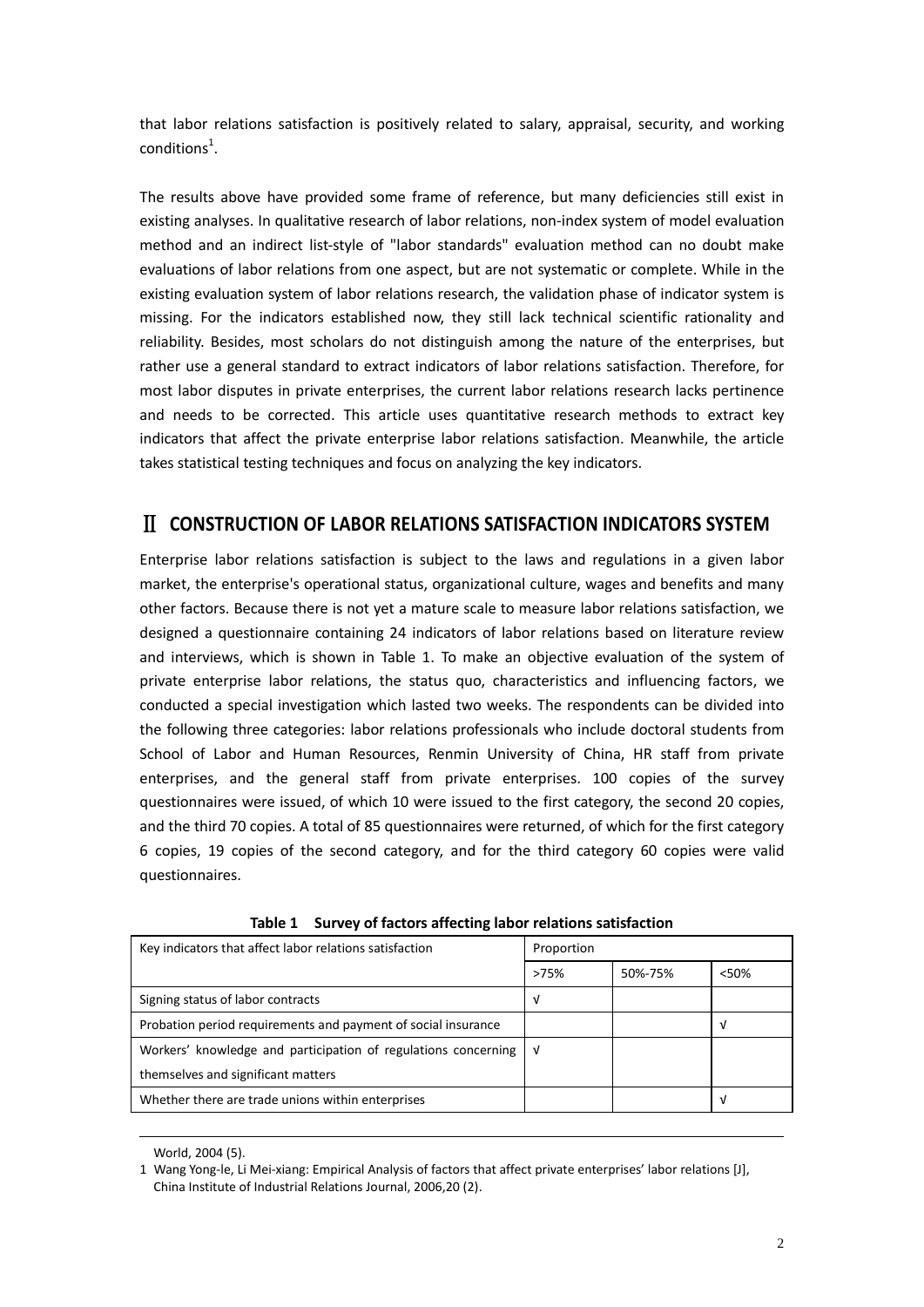that labor relations satisfaction is positively related to salary, appraisal, security, and working conditions[1].

The results above have provided some frame of reference, but many deficiencies still exist in existing analyses. In qualitative research of labor relations, non-index system of model evaluation method and an indirect list-style of "labor standards" evaluation method can no doubt make evaluations of labor relations from one aspect, but are not systematic or complete. While in the existing evaluation system of labor relations research, the validation phase of indicator system is missing. For the indicators established now, they still lack technical scientific rationality and reliability. Besides, most scholars do not distinguish among the nature of the enterprises, but rather use a general standard to extract indicators of labor relations satisfaction. Therefore, for most labor disputes in private enterprises, the current labor relations research lacks pertinence and needs to be corrected. This article uses quantitative research methods to extract key indicators that affect the private enterprise labor relations satisfaction. Meanwhile, the article takes statistical testing techniques and focus on analyzing the key indicators.

## Ⅱ CONSTRUCTION OF LABOR RELATIONS SATISFACTION INDICATORS SYSTEM

Enterprise labor relations satisfaction is subject to the laws and regulations in a given labor market, the enterprise's operational status, organizational culture, wages and benefits and many other factors. Because there is not yet a mature scale to measure labor relations satisfaction, we designed a questionnaire containing 24 indicators of labor relations based on literature review and interviews, which is shown in Table 1. To make an objective evaluation of the system of private enterprise labor relations, the status quo, characteristics and influencing factors, we conducted a special investigation which lasted two weeks. The respondents can be divided into the following three categories: labor relations professionals who include doctoral students from School of Labor and Human Resources, Renmin University of China, HR staff from private enterprises, and the general staff from private enterprises. 100 copies of the survey questionnaires were issued, of which 10 were issued to the first category, the second 20 copies, and the third 70 copies. A total of 85 questionnaires were returned, of which for the first category 6 copies, 19 copies of the second category, and for the third category 60 copies were valid questionnaires.

**Table 1 Survey of factors affecting labor relations satisfaction**

| Key indicators that affect labor relations satisfaction | Proportion | | |
|---|---|---|---|
| | >75% | 50%-75% | <50% |
| Signing status of labor contracts | √ | | |
| Probation period requirements and payment of social insurance | | | √ |
| Workers' knowledge and participation of regulations concerning themselves and significant matters | √ | | |
| Whether there are trade unions within enterprises | | | √ |

World, 2004 (5).

1 Wang Yong-le, Li Mei-xiang: Empirical Analysis of factors that affect private enterprises' labor relations [J], China Institute of Industrial Relations Journal, 2006,20 (2).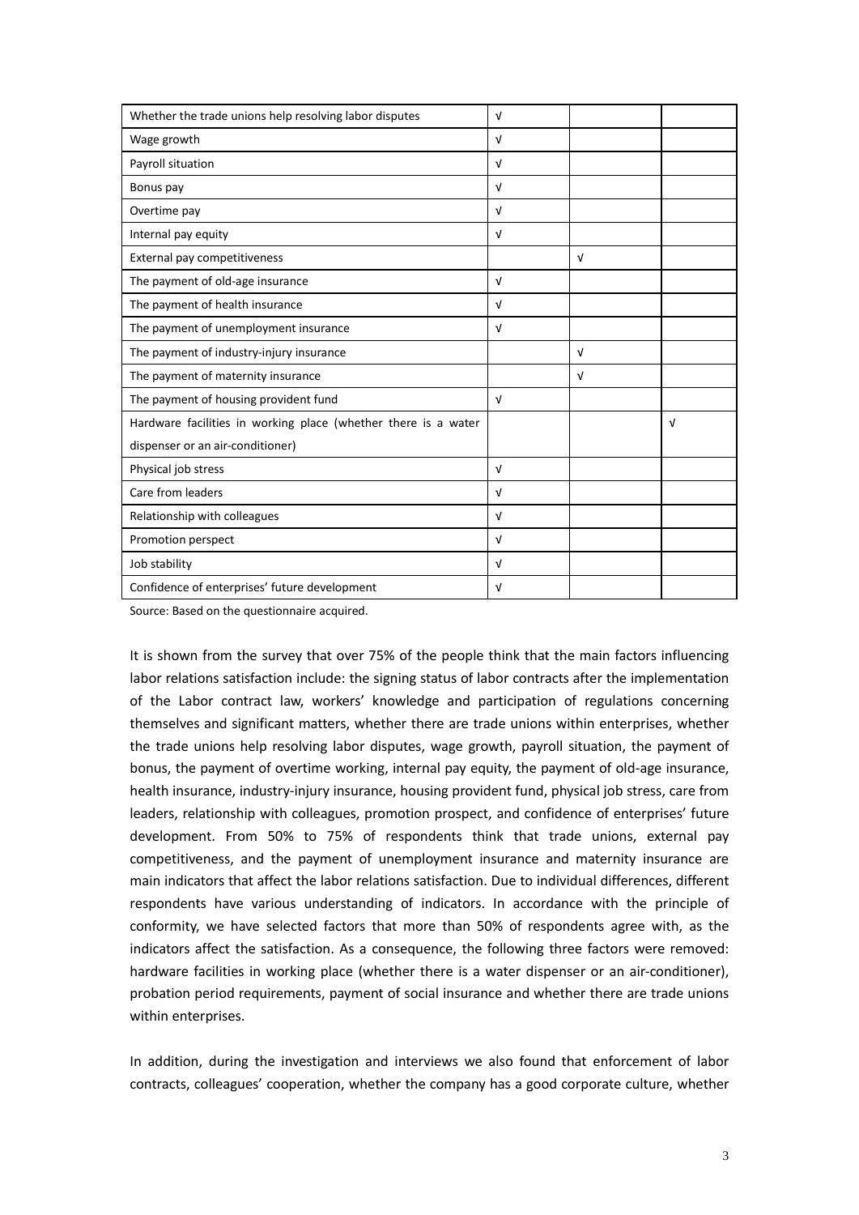| | | | |
|---|---|---|---|
| Whether the trade unions help resolving labor disputes | √ | | |
| Wage growth | √ | | |
| Payroll situation | √ | | |
| Bonus pay | √ | | |
| Overtime pay | √ | | |
| Internal pay equity | √ | | |
| External pay competitiveness | | √ | |
| The payment of old-age insurance | √ | | |
| The payment of health insurance | √ | | |
| The payment of unemployment insurance | √ | | |
| The payment of industry-injury insurance | | √ | |
| The payment of maternity insurance | | √ | |
| The payment of housing provident fund | √ | | |
| Hardware facilities in working place (whether there is a water dispenser or an air-conditioner) | | | √ |
| Physical job stress | √ | | |
| Care from leaders | √ | | |
| Relationship with colleagues | √ | | |
| Promotion perspect | √ | | |
| Job stability | √ | | |
| Confidence of enterprises' future development | √ | | |

Source: Based on the questionnaire acquired.

It is shown from the survey that over 75% of the people think that the main factors influencing labor relations satisfaction include: the signing status of labor contracts after the implementation of the Labor contract law, workers' knowledge and participation of regulations concerning themselves and significant matters, whether there are trade unions within enterprises, whether the trade unions help resolving labor disputes, wage growth, payroll situation, the payment of bonus, the payment of overtime working, internal pay equity, the payment of old-age insurance, health insurance, industry-injury insurance, housing provident fund, physical job stress, care from leaders, relationship with colleagues, promotion prospect, and confidence of enterprises' future development. From 50% to 75% of respondents think that trade unions, external pay competitiveness, and the payment of unemployment insurance and maternity insurance are main indicators that affect the labor relations satisfaction. Due to individual differences, different respondents have various understanding of indicators. In accordance with the principle of conformity, we have selected factors that more than 50% of respondents agree with, as the indicators affect the satisfaction. As a consequence, the following three factors were removed: hardware facilities in working place (whether there is a water dispenser or an air-conditioner), probation period requirements, payment of social insurance and whether there are trade unions within enterprises.

In addition, during the investigation and interviews we also found that enforcement of labor contracts, colleagues' cooperation, whether the company has a good corporate culture, whether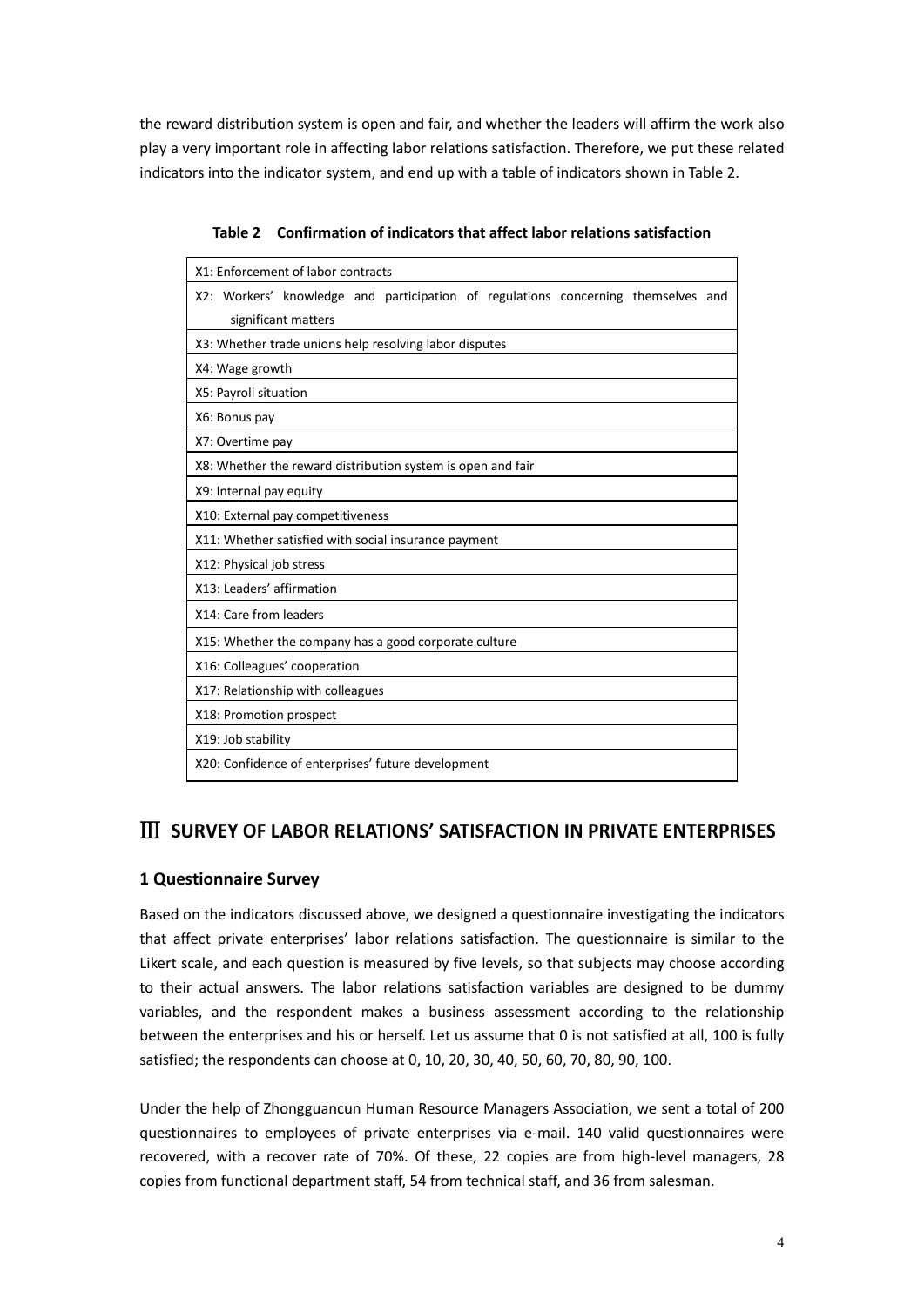the reward distribution system is open and fair, and whether the leaders will affirm the work also play a very important role in affecting labor relations satisfaction. Therefore, we put these related indicators into the indicator system, and end up with a table of indicators shown in Table 2.

**Table 2 Confirmation of indicators that affect labor relations satisfaction**

| |
|---|
| X1: Enforcement of labor contracts |
| X2: Workers' knowledge and participation of regulations concerning themselves and significant matters |
| X3: Whether trade unions help resolving labor disputes |
| X4: Wage growth |
| X5: Payroll situation |
| X6: Bonus pay |
| X7: Overtime pay |
| X8: Whether the reward distribution system is open and fair |
| X9: Internal pay equity |
| X10: External pay competitiveness |
| X11: Whether satisfied with social insurance payment |
| X12: Physical job stress |
| X13: Leaders' affirmation |
| X14: Care from leaders |
| X15: Whether the company has a good corporate culture |
| X16: Colleagues' cooperation |
| X17: Relationship with colleagues |
| X18: Promotion prospect |
| X19: Job stability |
| X20: Confidence of enterprises' future development |

## Ⅲ SURVEY OF LABOR RELATIONS' SATISFACTION IN PRIVATE ENTERPRISES

### 1 Questionnaire Survey

Based on the indicators discussed above, we designed a questionnaire investigating the indicators that affect private enterprises' labor relations satisfaction. The questionnaire is similar to the Likert scale, and each question is measured by five levels, so that subjects may choose according to their actual answers. The labor relations satisfaction variables are designed to be dummy variables, and the respondent makes a business assessment according to the relationship between the enterprises and his or herself. Let us assume that 0 is not satisfied at all, 100 is fully satisfied; the respondents can choose at 0, 10, 20, 30, 40, 50, 60, 70, 80, 90, 100.

Under the help of Zhongguancun Human Resource Managers Association, we sent a total of 200 questionnaires to employees of private enterprises via e-mail. 140 valid questionnaires were recovered, with a recover rate of 70%. Of these, 22 copies are from high-level managers, 28 copies from functional department staff, 54 from technical staff, and 36 from salesman.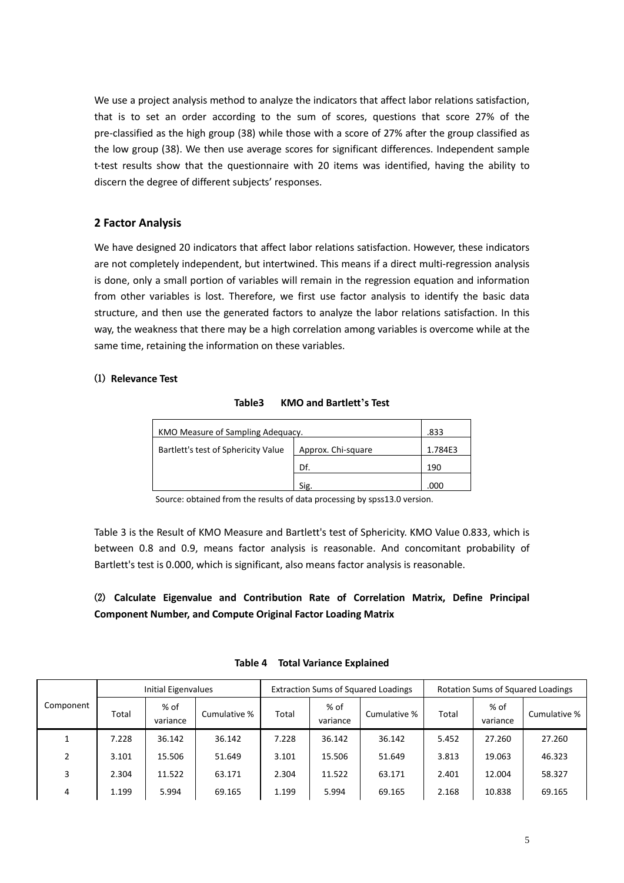We use a project analysis method to analyze the indicators that affect labor relations satisfaction, that is to set an order according to the sum of scores, questions that score 27% of the pre-classified as the high group (38) while those with a score of 27% after the group classified as the low group (38). We then use average scores for significant differences. Independent sample t-test results show that the questionnaire with 20 items was identified, having the ability to discern the degree of different subjects' responses.

## 2 Factor Analysis

We have designed 20 indicators that affect labor relations satisfaction. However, these indicators are not completely independent, but intertwined. This means if a direct multi-regression analysis is done, only a small portion of variables will remain in the regression equation and information from other variables is lost. Therefore, we first use factor analysis to identify the basic data structure, and then use the generated factors to analyze the labor relations satisfaction. In this way, the weakness that there may be a high correlation among variables is overcome while at the same time, retaining the information on these variables.

### (1) Relevance Test

**Table3 KMO and Bartlett's Test**

| KMO Measure of Sampling Adequacy. | | .833 |
|---|---|---|
| Bartlett's test of Sphericity Value | Approx. Chi-square | 1.784E3 |
| | Df. | 190 |
| | Sig. | .000 |

Source: obtained from the results of data processing by spss13.0 version.

Table 3 is the Result of KMO Measure and Bartlett's test of Sphericity. KMO Value 0.833, which is between 0.8 and 0.9, means factor analysis is reasonable. And concomitant probability of Bartlett's test is 0.000, which is significant, also means factor analysis is reasonable.

### (2) Calculate Eigenvalue and Contribution Rate of Correlation Matrix, Define Principal Component Number, and Compute Original Factor Loading Matrix

**Table 4 Total Variance Explained**

| Component | Initial Eigenvalues | | | Extraction Sums of Squared Loadings | | | Rotation Sums of Squared Loadings | | |
|---|---|---|---|---|---|---|---|---|---|
| | Total | % of variance | Cumulative % | Total | % of variance | Cumulative % | Total | % of variance | Cumulative % |
| 1 | 7.228 | 36.142 | 36.142 | 7.228 | 36.142 | 36.142 | 5.452 | 27.260 | 27.260 |
| 2 | 3.101 | 15.506 | 51.649 | 3.101 | 15.506 | 51.649 | 3.813 | 19.063 | 46.323 |
| 3 | 2.304 | 11.522 | 63.171 | 2.304 | 11.522 | 63.171 | 2.401 | 12.004 | 58.327 |
| 4 | 1.199 | 5.994 | 69.165 | 1.199 | 5.994 | 69.165 | 2.168 | 10.838 | 69.165 |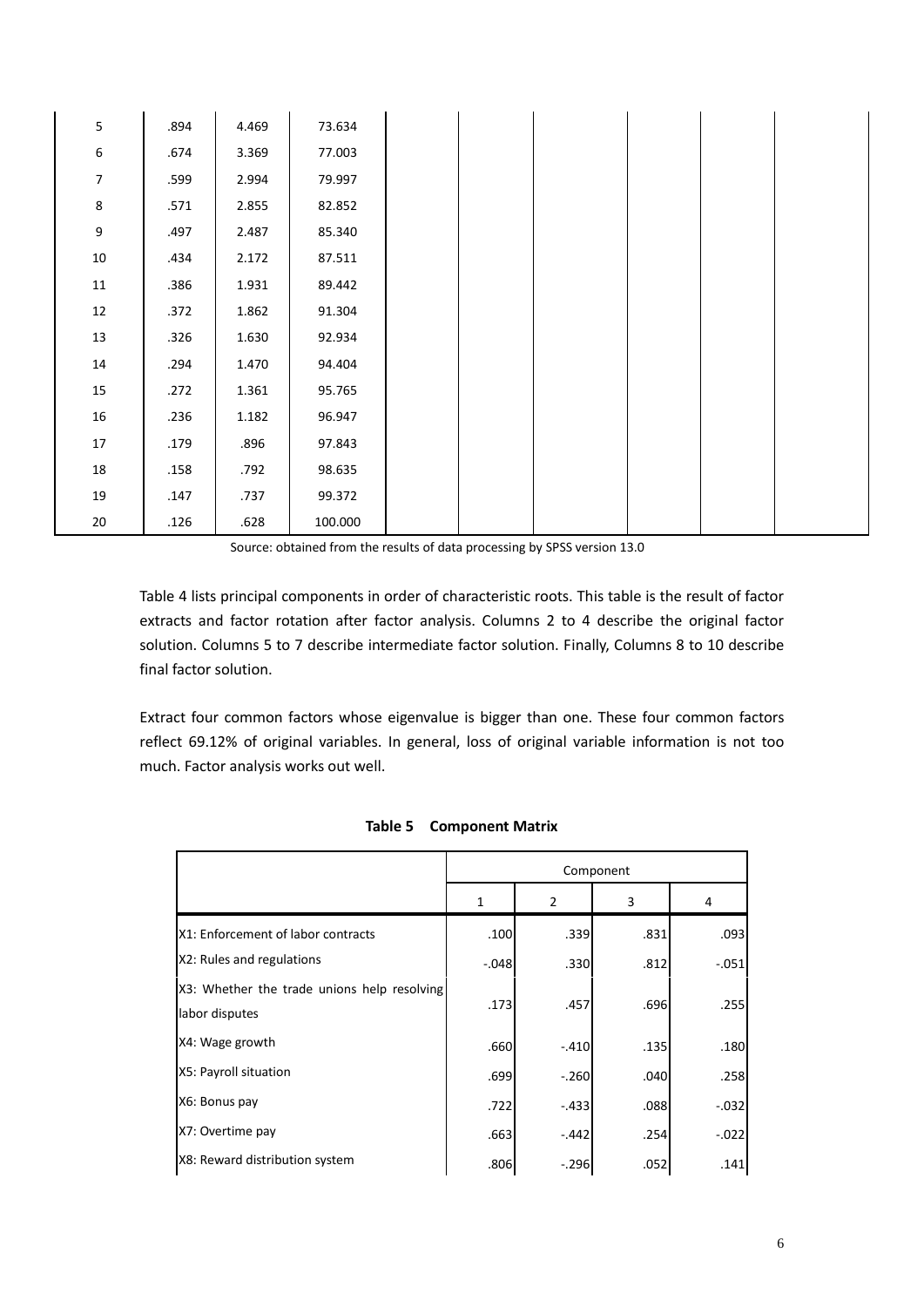| | | | | | | | | | |
|---|---|---|---|---|---|---|---|---|---|
| 5 | .894 | 4.469 | 73.634 | | | | | | |
| 6 | .674 | 3.369 | 77.003 | | | | | | |
| 7 | .599 | 2.994 | 79.997 | | | | | | |
| 8 | .571 | 2.855 | 82.852 | | | | | | |
| 9 | .497 | 2.487 | 85.340 | | | | | | |
| 10 | .434 | 2.172 | 87.511 | | | | | | |
| 11 | .386 | 1.931 | 89.442 | | | | | | |
| 12 | .372 | 1.862 | 91.304 | | | | | | |
| 13 | .326 | 1.630 | 92.934 | | | | | | |
| 14 | .294 | 1.470 | 94.404 | | | | | | |
| 15 | .272 | 1.361 | 95.765 | | | | | | |
| 16 | .236 | 1.182 | 96.947 | | | | | | |
| 17 | .179 | .896 | 97.843 | | | | | | |
| 18 | .158 | .792 | 98.635 | | | | | | |
| 19 | .147 | .737 | 99.372 | | | | | | |
| 20 | .126 | .628 | 100.000 | | | | | | |

Source: obtained from the results of data processing by SPSS version 13.0

Table 4 lists principal components in order of characteristic roots. This table is the result of factor extracts and factor rotation after factor analysis. Columns 2 to 4 describe the original factor solution. Columns 5 to 7 describe intermediate factor solution. Finally, Columns 8 to 10 describe final factor solution.

Extract four common factors whose eigenvalue is bigger than one. These four common factors reflect 69.12% of original variables. In general, loss of original variable information is not too much. Factor analysis works out well.

**Table 5 Component Matrix**

| | Component | | | |
|---|---|---|---|---|
| | 1 | 2 | 3 | 4 |
| X1: Enforcement of labor contracts | .100 | .339 | .831 | .093 |
| X2: Rules and regulations | -.048 | .330 | .812 | -.051 |
| X3: Whether the trade unions help resolving labor disputes | .173 | .457 | .696 | .255 |
| X4: Wage growth | .660 | -.410 | .135 | .180 |
| X5: Payroll situation | .699 | -.260 | .040 | .258 |
| X6: Bonus pay | .722 | -.433 | .088 | -.032 |
| X7: Overtime pay | .663 | -.442 | .254 | -.022 |
| X8: Reward distribution system | .806 | -.296 | .052 | .141 |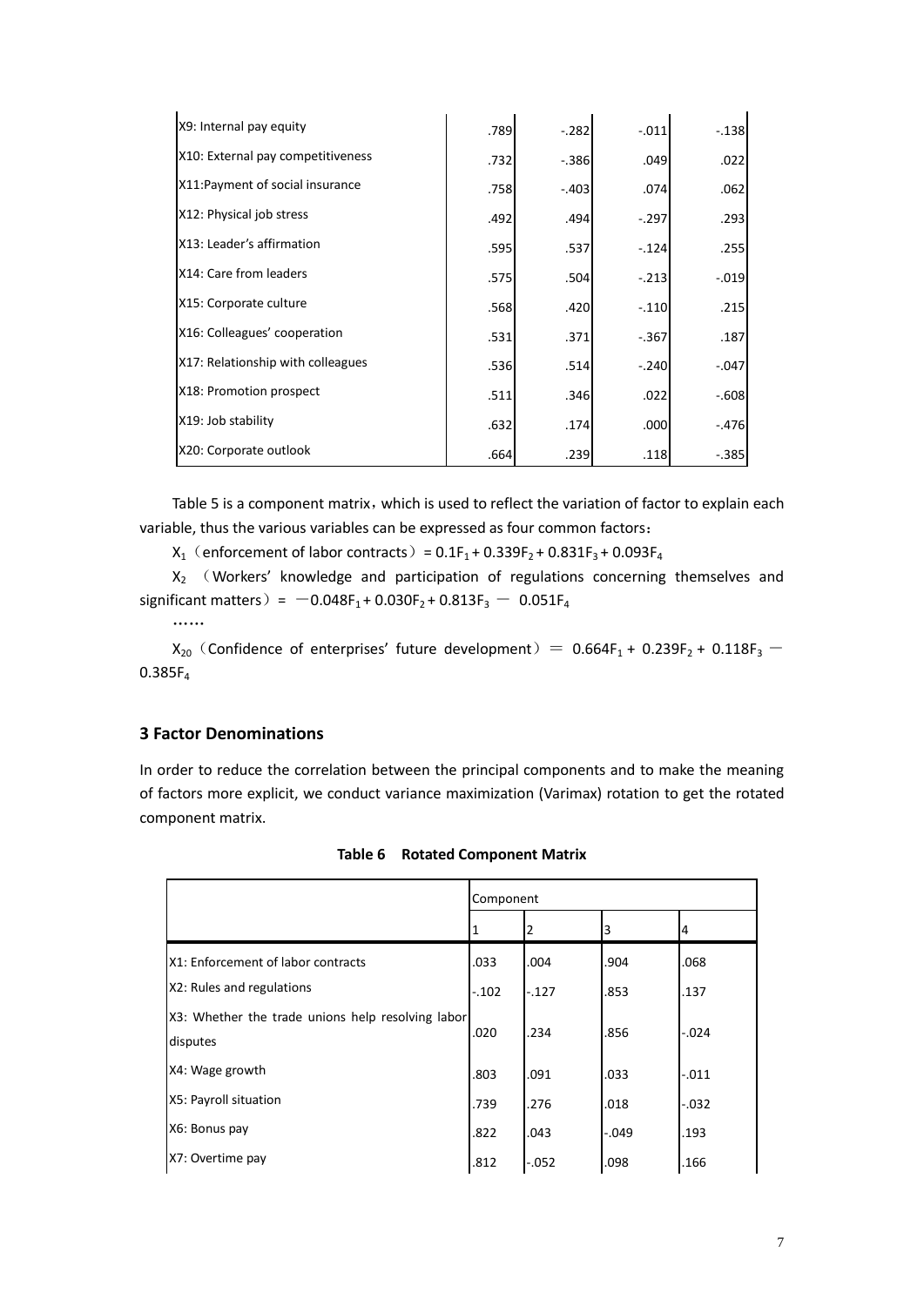| | | | | |
|---|---|---|---|---|
| X9: Internal pay equity | .789 | -.282 | -.011 | -.138 |
| X10: External pay competitiveness | .732 | -.386 | .049 | .022 |
| X11:Payment of social insurance | .758 | -.403 | .074 | .062 |
| X12: Physical job stress | .492 | .494 | -.297 | .293 |
| X13: Leader's affirmation | .595 | .537 | -.124 | .255 |
| X14: Care from leaders | .575 | .504 | -.213 | -.019 |
| X15: Corporate culture | .568 | .420 | -.110 | .215 |
| X16: Colleagues' cooperation | .531 | .371 | -.367 | .187 |
| X17: Relationship with colleagues | .536 | .514 | -.240 | -.047 |
| X18: Promotion prospect | .511 | .346 | .022 | -.608 |
| X19: Job stability | .632 | .174 | .000 | -.476 |
| X20: Corporate outlook | .664 | .239 | .118 | -.385 |

Table 5 is a component matrix，which is used to reflect the variation of factor to explain each variable, thus the various variables can be expressed as four common factors：

$X_1$（enforcement of labor contracts）$= 0.1F_1 + 0.339F_2 + 0.831F_3 + 0.093F_4$

$X_2$ （Workers' knowledge and participation of regulations concerning themselves and significant matters）$= -0.048F_1 + 0.030F_2 + 0.813F_3 - 0.051F_4$

……

$X_{20}$（Confidence of enterprises' future development）$= 0.664F_1 + 0.239F_2 + 0.118F_3 - 0.385F_4$

### 3 Factor Denominations

In order to reduce the correlation between the principal components and to make the meaning of factors more explicit, we conduct variance maximization (Varimax) rotation to get the rotated component matrix.

**Table 6 Rotated Component Matrix**

| | Component | | | |
|---|---|---|---|---|
| | 1 | 2 | 3 | 4 |
| X1: Enforcement of labor contracts | .033 | .004 | .904 | .068 |
| X2: Rules and regulations | -.102 | -.127 | .853 | .137 |
| X3: Whether the trade unions help resolving labor disputes | .020 | .234 | .856 | -.024 |
| X4: Wage growth | .803 | .091 | .033 | -.011 |
| X5: Payroll situation | .739 | .276 | .018 | -.032 |
| X6: Bonus pay | .822 | .043 | -.049 | .193 |
| X7: Overtime pay | .812 | -.052 | .098 | .166 |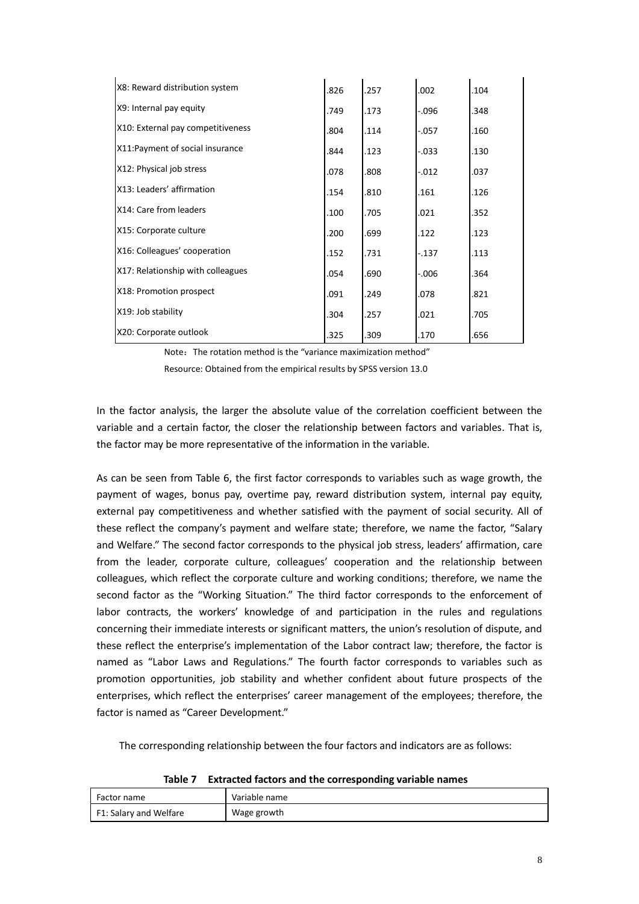| | | | | |
|---|---|---|---|---|
| X8: Reward distribution system | .826 | .257 | .002 | .104 |
| X9: Internal pay equity | .749 | .173 | -.096 | .348 |
| X10: External pay competitiveness | .804 | .114 | -.057 | .160 |
| X11:Payment of social insurance | .844 | .123 | -.033 | .130 |
| X12: Physical job stress | .078 | .808 | -.012 | .037 |
| X13: Leaders' affirmation | .154 | .810 | .161 | .126 |
| X14: Care from leaders | .100 | .705 | .021 | .352 |
| X15: Corporate culture | .200 | .699 | .122 | .123 |
| X16: Colleagues' cooperation | .152 | .731 | -.137 | .113 |
| X17: Relationship with colleagues | .054 | .690 | -.006 | .364 |
| X18: Promotion prospect | .091 | .249 | .078 | .821 |
| X19: Job stability | .304 | .257 | .021 | .705 |
| X20: Corporate outlook | .325 | .309 | .170 | .656 |

Note：The rotation method is the "variance maximization method"

Resource: Obtained from the empirical results by SPSS version 13.0

In the factor analysis, the larger the absolute value of the correlation coefficient between the variable and a certain factor, the closer the relationship between factors and variables. That is, the factor may be more representative of the information in the variable.

As can be seen from Table 6, the first factor corresponds to variables such as wage growth, the payment of wages, bonus pay, overtime pay, reward distribution system, internal pay equity, external pay competitiveness and whether satisfied with the payment of social security. All of these reflect the company's payment and welfare state; therefore, we name the factor, "Salary and Welfare." The second factor corresponds to the physical job stress, leaders' affirmation, care from the leader, corporate culture, colleagues' cooperation and the relationship between colleagues, which reflect the corporate culture and working conditions; therefore, we name the second factor as the "Working Situation." The third factor corresponds to the enforcement of labor contracts, the workers' knowledge of and participation in the rules and regulations concerning their immediate interests or significant matters, the union's resolution of dispute, and these reflect the enterprise's implementation of the Labor contract law; therefore, the factor is named as "Labor Laws and Regulations." The fourth factor corresponds to variables such as promotion opportunities, job stability and whether confident about future prospects of the enterprises, which reflect the enterprises' career management of the employees; therefore, the factor is named as "Career Development."

The corresponding relationship between the four factors and indicators are as follows:

**Table 7 Extracted factors and the corresponding variable names**

| Factor name | Variable name |
|---|---|
| F1: Salary and Welfare | Wage growth |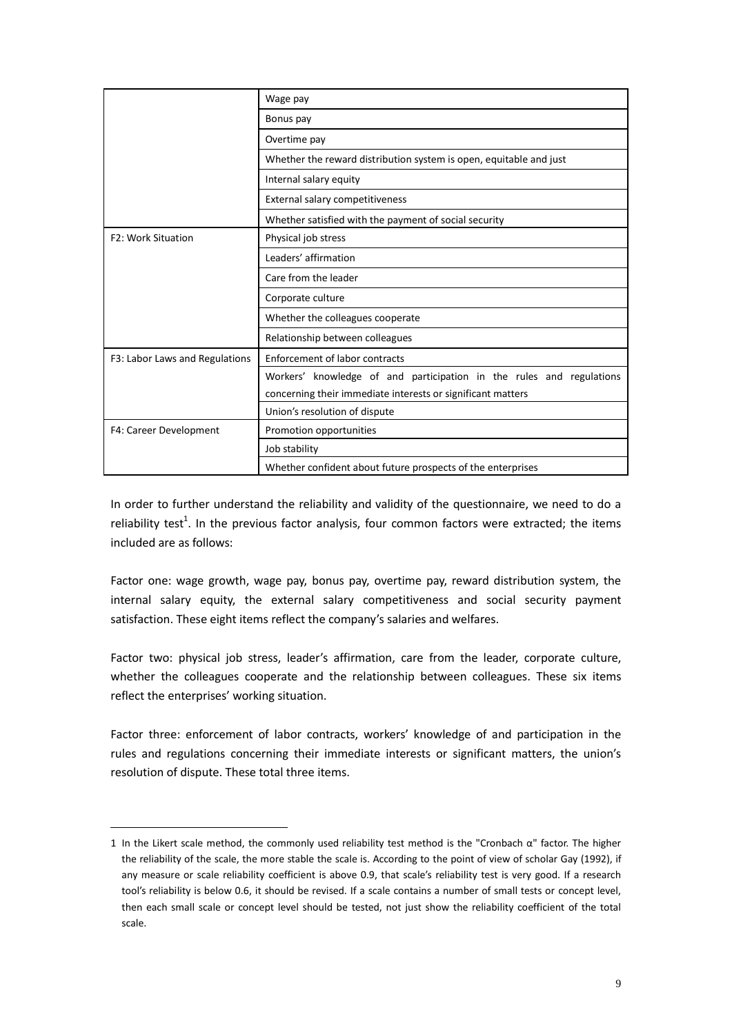| | |
|---|---|
| | Wage pay |
| | Bonus pay |
| | Overtime pay |
| | Whether the reward distribution system is open, equitable and just |
| | Internal salary equity |
| | External salary competitiveness |
| | Whether satisfied with the payment of social security |
| F2: Work Situation | Physical job stress |
| | Leaders' affirmation |
| | Care from the leader |
| | Corporate culture |
| | Whether the colleagues cooperate |
| | Relationship between colleagues |
| F3: Labor Laws and Regulations | Enforcement of labor contracts |
| | Workers' knowledge of and participation in the rules and regulations concerning their immediate interests or significant matters |
| | Union's resolution of dispute |
| F4: Career Development | Promotion opportunities |
| | Job stability |
| | Whether confident about future prospects of the enterprises |

In order to further understand the reliability and validity of the questionnaire, we need to do a reliability test[1]. In the previous factor analysis, four common factors were extracted; the items included are as follows:

Factor one: wage growth, wage pay, bonus pay, overtime pay, reward distribution system, the internal salary equity, the external salary competitiveness and social security payment satisfaction. These eight items reflect the company's salaries and welfares.

Factor two: physical job stress, leader's affirmation, care from the leader, corporate culture, whether the colleagues cooperate and the relationship between colleagues. These six items reflect the enterprises' working situation.

Factor three: enforcement of labor contracts, workers' knowledge of and participation in the rules and regulations concerning their immediate interests or significant matters, the union's resolution of dispute. These total three items.

---

1 In the Likert scale method, the commonly used reliability test method is the "Cronbach α" factor. The higher the reliability of the scale, the more stable the scale is. According to the point of view of scholar Gay (1992), if any measure or scale reliability coefficient is above 0.9, that scale's reliability test is very good. If a research tool's reliability is below 0.6, it should be revised. If a scale contains a number of small tests or concept level, then each small scale or concept level should be tested, not just show the reliability coefficient of the total scale.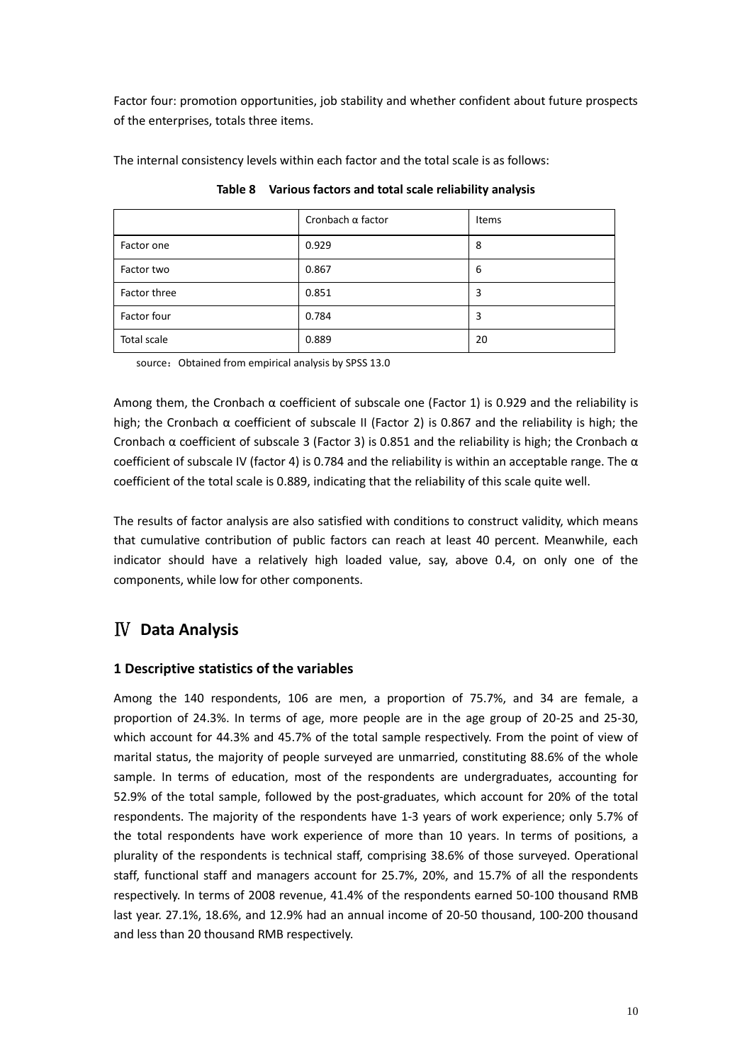Factor four: promotion opportunities, job stability and whether confident about future prospects of the enterprises, totals three items.

The internal consistency levels within each factor and the total scale is as follows:

**Table 8 Various factors and total scale reliability analysis**

| | Cronbach α factor | Items |
|---|---|---|
| Factor one | 0.929 | 8 |
| Factor two | 0.867 | 6 |
| Factor three | 0.851 | 3 |
| Factor four | 0.784 | 3 |
| Total scale | 0.889 | 20 |

source：Obtained from empirical analysis by SPSS 13.0

Among them, the Cronbach α coefficient of subscale one (Factor 1) is 0.929 and the reliability is high; the Cronbach α coefficient of subscale II (Factor 2) is 0.867 and the reliability is high; the Cronbach α coefficient of subscale 3 (Factor 3) is 0.851 and the reliability is high; the Cronbach α coefficient of subscale IV (factor 4) is 0.784 and the reliability is within an acceptable range. The α coefficient of the total scale is 0.889, indicating that the reliability of this scale quite well.

The results of factor analysis are also satisfied with conditions to construct validity, which means that cumulative contribution of public factors can reach at least 40 percent. Meanwhile, each indicator should have a relatively high loaded value, say, above 0.4, on only one of the components, while low for other components.

## Ⅳ Data Analysis

### 1 Descriptive statistics of the variables

Among the 140 respondents, 106 are men, a proportion of 75.7%, and 34 are female, a proportion of 24.3%. In terms of age, more people are in the age group of 20-25 and 25-30, which account for 44.3% and 45.7% of the total sample respectively. From the point of view of marital status, the majority of people surveyed are unmarried, constituting 88.6% of the whole sample. In terms of education, most of the respondents are undergraduates, accounting for 52.9% of the total sample, followed by the post-graduates, which account for 20% of the total respondents. The majority of the respondents have 1-3 years of work experience; only 5.7% of the total respondents have work experience of more than 10 years. In terms of positions, a plurality of the respondents is technical staff, comprising 38.6% of those surveyed. Operational staff, functional staff and managers account for 25.7%, 20%, and 15.7% of all the respondents respectively. In terms of 2008 revenue, 41.4% of the respondents earned 50-100 thousand RMB last year. 27.1%, 18.6%, and 12.9% had an annual income of 20-50 thousand, 100-200 thousand and less than 20 thousand RMB respectively.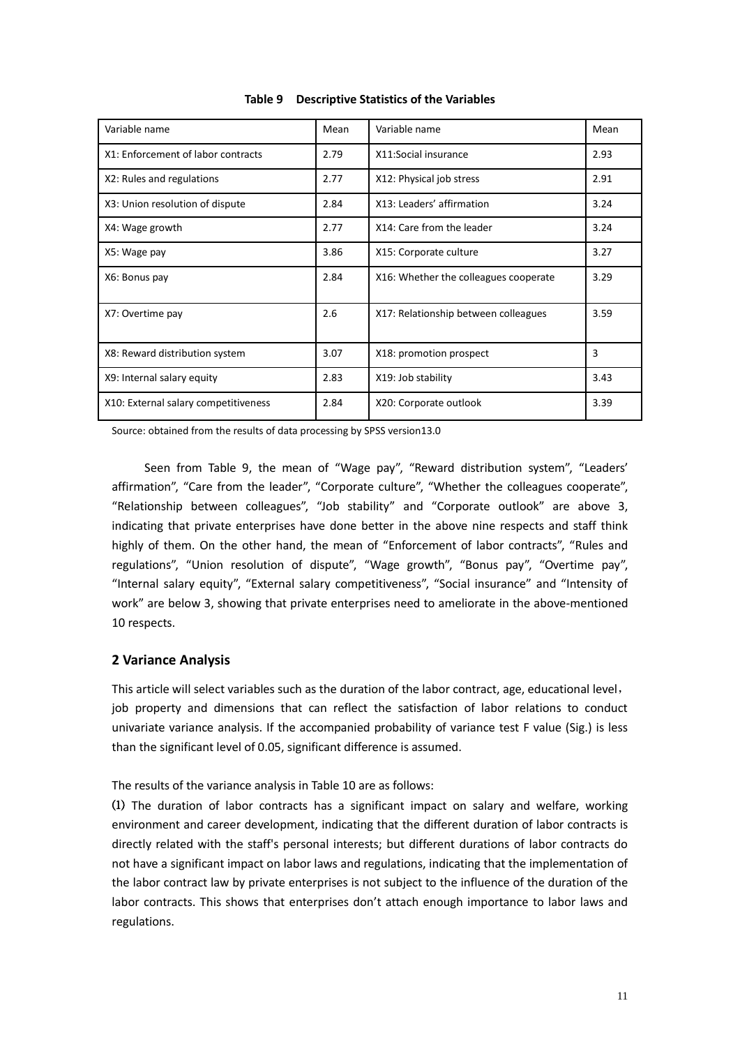**Table 9 Descriptive Statistics of the Variables**

| Variable name | Mean | Variable name | Mean |
|---|---|---|---|
| X1: Enforcement of labor contracts | 2.79 | X11:Social insurance | 2.93 |
| X2: Rules and regulations | 2.77 | X12: Physical job stress | 2.91 |
| X3: Union resolution of dispute | 2.84 | X13: Leaders' affirmation | 3.24 |
| X4: Wage growth | 2.77 | X14: Care from the leader | 3.24 |
| X5: Wage pay | 3.86 | X15: Corporate culture | 3.27 |
| X6: Bonus pay | 2.84 | X16: Whether the colleagues cooperate | 3.29 |
| X7: Overtime pay | 2.6 | X17: Relationship between colleagues | 3.59 |
| X8: Reward distribution system | 3.07 | X18: promotion prospect | 3 |
| X9: Internal salary equity | 2.83 | X19: Job stability | 3.43 |
| X10: External salary competitiveness | 2.84 | X20: Corporate outlook | 3.39 |

Source: obtained from the results of data processing by SPSS version13.0

Seen from Table 9, the mean of "Wage pay", "Reward distribution system", "Leaders' affirmation", "Care from the leader", "Corporate culture", "Whether the colleagues cooperate", "Relationship between colleagues", "Job stability" and "Corporate outlook" are above 3, indicating that private enterprises have done better in the above nine respects and staff think highly of them. On the other hand, the mean of "Enforcement of labor contracts", "Rules and regulations", "Union resolution of dispute", "Wage growth", "Bonus pay", "Overtime pay", "Internal salary equity", "External salary competitiveness", "Social insurance" and "Intensity of work" are below 3, showing that private enterprises need to ameliorate in the above-mentioned 10 respects.

## 2 Variance Analysis

This article will select variables such as the duration of the labor contract, age, educational level, job property and dimensions that can reflect the satisfaction of labor relations to conduct univariate variance analysis. If the accompanied probability of variance test F value (Sig.) is less than the significant level of 0.05, significant difference is assumed.

The results of the variance analysis in Table 10 are as follows:

(1) The duration of labor contracts has a significant impact on salary and welfare, working environment and career development, indicating that the different duration of labor contracts is directly related with the staff's personal interests; but different durations of labor contracts do not have a significant impact on labor laws and regulations, indicating that the implementation of the labor contract law by private enterprises is not subject to the influence of the duration of the labor contracts. This shows that enterprises don't attach enough importance to labor laws and regulations.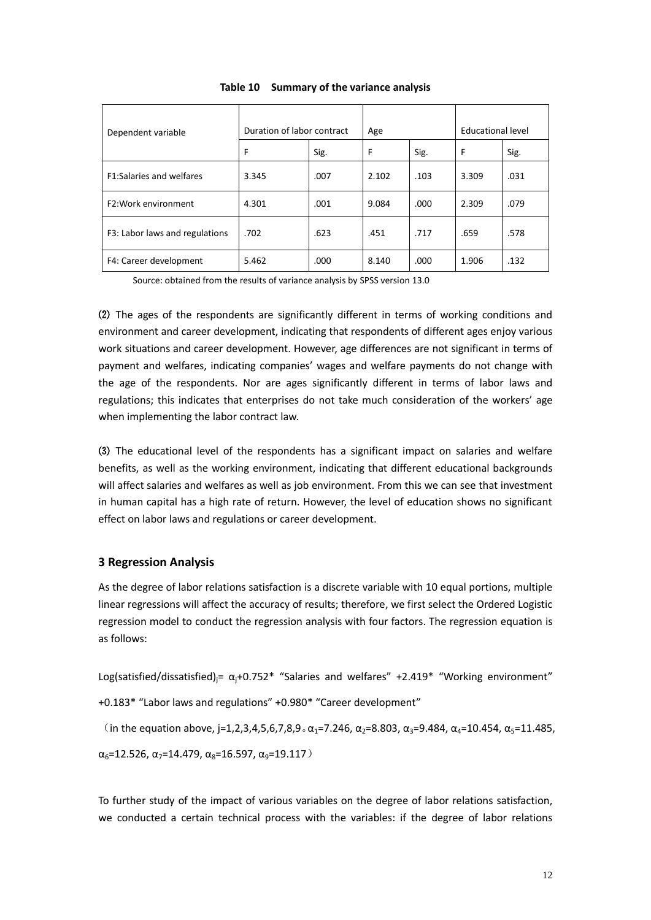**Table 10 Summary of the variance analysis**

| Dependent variable | Duration of labor contract | | Age | | Educational level | |
|---|---|---|---|---|---|---|
| | F | Sig. | F | Sig. | F | Sig. |
| F1:Salaries and welfares | 3.345 | .007 | 2.102 | .103 | 3.309 | .031 |
| F2:Work environment | 4.301 | .001 | 9.084 | .000 | 2.309 | .079 |
| F3: Labor laws and regulations | .702 | .623 | .451 | .717 | .659 | .578 |
| F4: Career development | 5.462 | .000 | 8.140 | .000 | 1.906 | .132 |

Source: obtained from the results of variance analysis by SPSS version 13.0

(2) The ages of the respondents are significantly different in terms of working conditions and environment and career development, indicating that respondents of different ages enjoy various work situations and career development. However, age differences are not significant in terms of payment and welfares, indicating companies' wages and welfare payments do not change with the age of the respondents. Nor are ages significantly different in terms of labor laws and regulations; this indicates that enterprises do not take much consideration of the workers' age when implementing the labor contract law.

(3) The educational level of the respondents has a significant impact on salaries and welfare benefits, as well as the working environment, indicating that different educational backgrounds will affect salaries and welfares as well as job environment. From this we can see that investment in human capital has a high rate of return. However, the level of education shows no significant effect on labor laws and regulations or career development.

## 3 Regression Analysis

As the degree of labor relations satisfaction is a discrete variable with 10 equal portions, multiple linear regressions will affect the accuracy of results; therefore, we first select the Ordered Logistic regression model to conduct the regression analysis with four factors. The regression equation is as follows:

$\text{Log(satisfied/dissatisfied)}_j = \alpha_j + 0.752*$ "Salaries and welfares" $+2.419*$ "Working environment" $+0.183*$ "Labor laws and regulations" $+0.980*$ "Career development"

(in the equation above, $j=1,2,3,4,5,6,7,8,9$。$\alpha_1=7.246$, $\alpha_2=8.803$, $\alpha_3=9.484$, $\alpha_4=10.454$, $\alpha_5=11.485$, $\alpha_6=12.526$, $\alpha_7=14.479$, $\alpha_8=16.597$, $\alpha_9=19.117$)

To further study of the impact of various variables on the degree of labor relations satisfaction, we conducted a certain technical process with the variables: if the degree of labor relations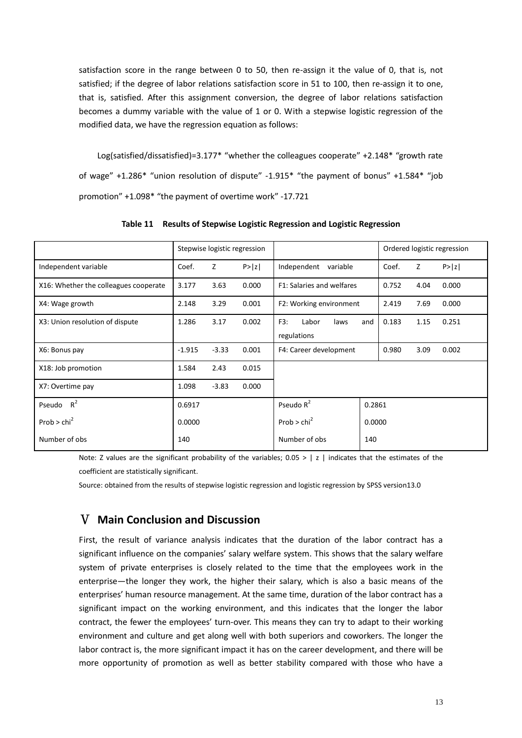satisfaction score in the range between 0 to 50, then re-assign it the value of 0, that is, not satisfied; if the degree of labor relations satisfaction score in 51 to 100, then re-assign it to one, that is, satisfied. After this assignment conversion, the degree of labor relations satisfaction becomes a dummy variable with the value of 1 or 0. With a stepwise logistic regression of the modified data, we have the regression equation as follows:

Log(satisfied/dissatisfied)=3.177* "whether the colleagues cooperate" +2.148* "growth rate of wage" +1.286* "union resolution of dispute" -1.915* "the payment of bonus" +1.584* "job promotion" +1.098* "the payment of overtime work" -17.721

**Table 11 Results of Stepwise Logistic Regression and Logistic Regression**

| | Stepwise logistic regression | | | | Ordered logistic regression | | |
|---|---|---|---|---|---|---|---|
| Independent variable | Coef. | Z | P>\|z\| | Independent variable | Coef. | Z | P>\|z\| |
| X16: Whether the colleagues cooperate | 3.177 | 3.63 | 0.000 | F1: Salaries and welfares | 0.752 | 4.04 | 0.000 |
| X4: Wage growth | 2.148 | 3.29 | 0.001 | F2: Working environment | 2.419 | 7.69 | 0.000 |
| X3: Union resolution of dispute | 1.286 | 3.17 | 0.002 | F3: Labor laws and regulations | 0.183 | 1.15 | 0.251 |
| X6: Bonus pay | -1.915 | -3.33 | 0.001 | F4: Career development | 0.980 | 3.09 | 0.002 |
| X18: Job promotion | 1.584 | 2.43 | 0.015 | | | | |
| X7: Overtime pay | 1.098 | -3.83 | 0.000 | | | | |
| Pseudo $R^2$ | 0.6917 | | | Pseudo $R^2$ | 0.2861 | | |
| Prob > $chi^2$ | 0.0000 | | | Prob > $chi^2$ | 0.0000 | | |
| Number of obs | 140 | | | Number of obs | 140 | | |

Note: Z values are the significant probability of the variables; 0.05 > | z | indicates that the estimates of the coefficient are statistically significant.

Source: obtained from the results of stepwise logistic regression and logistic regression by SPSS version13.0

## Ⅴ Main Conclusion and Discussion

First, the result of variance analysis indicates that the duration of the labor contract has a significant influence on the companies' salary welfare system. This shows that the salary welfare system of private enterprises is closely related to the time that the employees work in the enterprise—the longer they work, the higher their salary, which is also a basic means of the enterprises' human resource management. At the same time, duration of the labor contract has a significant impact on the working environment, and this indicates that the longer the labor contract, the fewer the employees' turn-over. This means they can try to adapt to their working environment and culture and get along well with both superiors and coworkers. The longer the labor contract is, the more significant impact it has on the career development, and there will be more opportunity of promotion as well as better stability compared with those who have a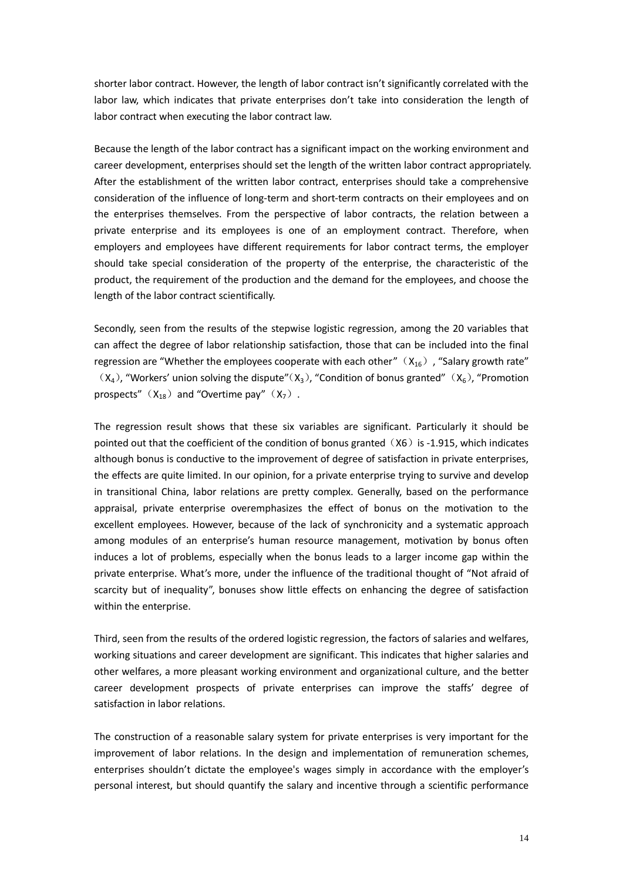shorter labor contract. However, the length of labor contract isn't significantly correlated with the labor law, which indicates that private enterprises don't take into consideration the length of labor contract when executing the labor contract law.

Because the length of the labor contract has a significant impact on the working environment and career development, enterprises should set the length of the written labor contract appropriately. After the establishment of the written labor contract, enterprises should take a comprehensive consideration of the influence of long-term and short-term contracts on their employees and on the enterprises themselves. From the perspective of labor contracts, the relation between a private enterprise and its employees is one of an employment contract. Therefore, when employers and employees have different requirements for labor contract terms, the employer should take special consideration of the property of the enterprise, the characteristic of the product, the requirement of the production and the demand for the employees, and choose the length of the labor contract scientifically.

Secondly, seen from the results of the stepwise logistic regression, among the 20 variables that can affect the degree of labor relationship satisfaction, those that can be included into the final regression are "Whether the employees cooperate with each other"（$X_{16}$）, "Salary growth rate"（$X_4$）, "Workers' union solving the dispute"（$X_3$）, "Condition of bonus granted"（$X_6$）, "Promotion prospects"（$X_{18}$）and "Overtime pay"（$X_7$）.

The regression result shows that these six variables are significant. Particularly it should be pointed out that the coefficient of the condition of bonus granted（X6）is -1.915, which indicates although bonus is conductive to the improvement of degree of satisfaction in private enterprises, the effects are quite limited. In our opinion, for a private enterprise trying to survive and develop in transitional China, labor relations are pretty complex. Generally, based on the performance appraisal, private enterprise overemphasizes the effect of bonus on the motivation to the excellent employees. However, because of the lack of synchronicity and a systematic approach among modules of an enterprise's human resource management, motivation by bonus often induces a lot of problems, especially when the bonus leads to a larger income gap within the private enterprise. What's more, under the influence of the traditional thought of "Not afraid of scarcity but of inequality", bonuses show little effects on enhancing the degree of satisfaction within the enterprise.

Third, seen from the results of the ordered logistic regression, the factors of salaries and welfares, working situations and career development are significant. This indicates that higher salaries and other welfares, a more pleasant working environment and organizational culture, and the better career development prospects of private enterprises can improve the staffs' degree of satisfaction in labor relations.

The construction of a reasonable salary system for private enterprises is very important for the improvement of labor relations. In the design and implementation of remuneration schemes, enterprises shouldn't dictate the employee's wages simply in accordance with the employer's personal interest, but should quantify the salary and incentive through a scientific performance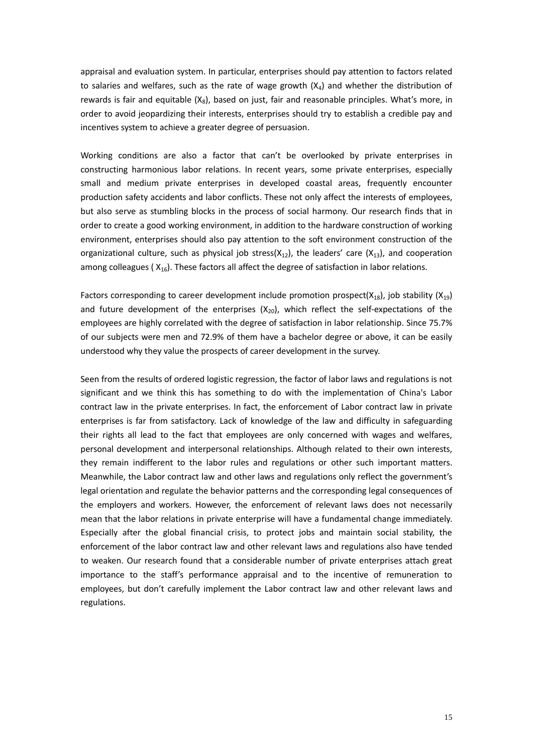appraisal and evaluation system. In particular, enterprises should pay attention to factors related to salaries and welfares, such as the rate of wage growth ($X_4$) and whether the distribution of rewards is fair and equitable ($X_8$), based on just, fair and reasonable principles. What's more, in order to avoid jeopardizing their interests, enterprises should try to establish a credible pay and incentives system to achieve a greater degree of persuasion.

Working conditions are also a factor that can't be overlooked by private enterprises in constructing harmonious labor relations. In recent years, some private enterprises, especially small and medium private enterprises in developed coastal areas, frequently encounter production safety accidents and labor conflicts. These not only affect the interests of employees, but also serve as stumbling blocks in the process of social harmony. Our research finds that in order to create a good working environment, in addition to the hardware construction of working environment, enterprises should also pay attention to the soft environment construction of the organizational culture, such as physical job stress($X_{12}$), the leaders' care ($X_{13}$), and cooperation among colleagues ( $X_{16}$). These factors all affect the degree of satisfaction in labor relations.

Factors corresponding to career development include promotion prospect($X_{18}$), job stability ($X_{19}$) and future development of the enterprises ($X_{20}$), which reflect the self-expectations of the employees are highly correlated with the degree of satisfaction in labor relationship. Since 75.7% of our subjects were men and 72.9% of them have a bachelor degree or above, it can be easily understood why they value the prospects of career development in the survey.

Seen from the results of ordered logistic regression, the factor of labor laws and regulations is not significant and we think this has something to do with the implementation of China's Labor contract law in the private enterprises. In fact, the enforcement of Labor contract law in private enterprises is far from satisfactory. Lack of knowledge of the law and difficulty in safeguarding their rights all lead to the fact that employees are only concerned with wages and welfares, personal development and interpersonal relationships. Although related to their own interests, they remain indifferent to the labor rules and regulations or other such important matters. Meanwhile, the Labor contract law and other laws and regulations only reflect the government's legal orientation and regulate the behavior patterns and the corresponding legal consequences of the employers and workers. However, the enforcement of relevant laws does not necessarily mean that the labor relations in private enterprise will have a fundamental change immediately. Especially after the global financial crisis, to protect jobs and maintain social stability, the enforcement of the labor contract law and other relevant laws and regulations also have tended to weaken. Our research found that a considerable number of private enterprises attach great importance to the staff's performance appraisal and to the incentive of remuneration to employees, but don't carefully implement the Labor contract law and other relevant laws and regulations.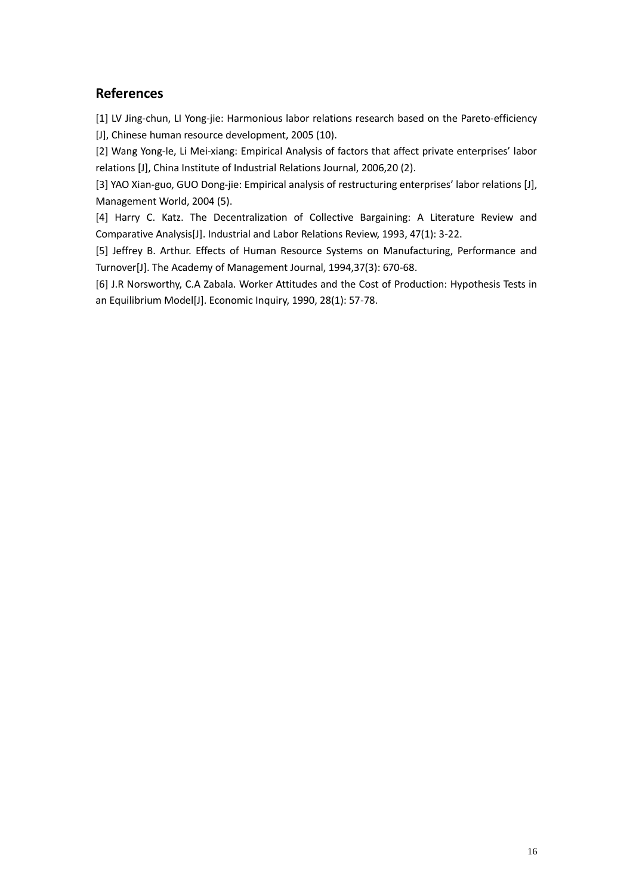## References

[1] LV Jing-chun, LI Yong-jie: Harmonious labor relations research based on the Pareto-efficiency [J], Chinese human resource development, 2005 (10).

[2] Wang Yong-le, Li Mei-xiang: Empirical Analysis of factors that affect private enterprises' labor relations [J], China Institute of Industrial Relations Journal, 2006,20 (2).

[3] YAO Xian-guo, GUO Dong-jie: Empirical analysis of restructuring enterprises' labor relations [J], Management World, 2004 (5).

[4] Harry C. Katz. The Decentralization of Collective Bargaining: A Literature Review and Comparative Analysis[J]. Industrial and Labor Relations Review, 1993, 47(1): 3-22.

[5] Jeffrey B. Arthur. Effects of Human Resource Systems on Manufacturing, Performance and Turnover[J]. The Academy of Management Journal, 1994,37(3): 670-68.

[6] J.R Norsworthy, C.A Zabala. Worker Attitudes and the Cost of Production: Hypothesis Tests in an Equilibrium Model[J]. Economic Inquiry, 1990, 28(1): 57-78.